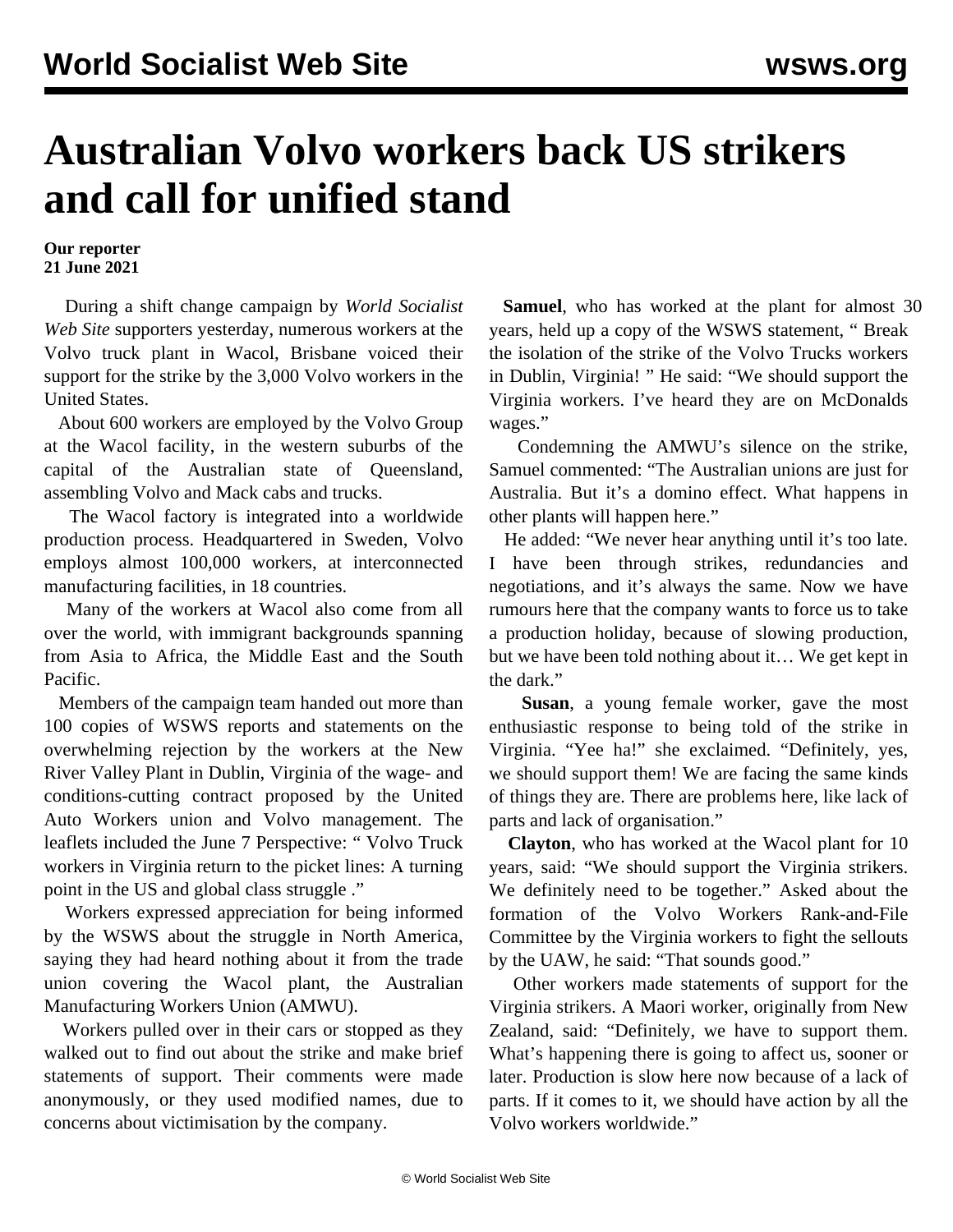# Australian Volvo workers back US strikers and call for unified stand

**Our reporter**
**21 June 2021**

During a shift change campaign by *World Socialist Web Site* supporters yesterday, numerous workers at the Volvo truck plant in Wacol, Brisbane voiced their support for the strike by the 3,000 Volvo workers in the United States.

About 600 workers are employed by the Volvo Group at the Wacol facility, in the western suburbs of the capital of the Australian state of Queensland, assembling Volvo and Mack cabs and trucks.

The Wacol factory is integrated into a worldwide production process. Headquartered in Sweden, Volvo employs almost 100,000 workers, at interconnected manufacturing facilities, in 18 countries.

Many of the workers at Wacol also come from all over the world, with immigrant backgrounds spanning from Asia to Africa, the Middle East and the South Pacific.

Members of the campaign team handed out more than 100 copies of WSWS reports and statements on the overwhelming rejection by the workers at the New River Valley Plant in Dublin, Virginia of the wage- and conditions-cutting contract proposed by the United Auto Workers union and Volvo management. The leaflets included the June 7 Perspective: " Volvo Truck workers in Virginia return to the picket lines: A turning point in the US and global class struggle ."

Workers expressed appreciation for being informed by the WSWS about the struggle in North America, saying they had heard nothing about it from the trade union covering the Wacol plant, the Australian Manufacturing Workers Union (AMWU).

Workers pulled over in their cars or stopped as they walked out to find out about the strike and make brief statements of support. Their comments were made anonymously, or they used modified names, due to concerns about victimisation by the company.

**Samuel**, who has worked at the plant for almost 30 years, held up a copy of the WSWS statement, " Break the isolation of the strike of the Volvo Trucks workers in Dublin, Virginia! " He said: "We should support the Virginia workers. I've heard they are on McDonalds wages."

Condemning the AMWU's silence on the strike, Samuel commented: "The Australian unions are just for Australia. But it's a domino effect. What happens in other plants will happen here."

He added: "We never hear anything until it's too late. I have been through strikes, redundancies and negotiations, and it's always the same. Now we have rumours here that the company wants to force us to take a production holiday, because of slowing production, but we have been told nothing about it… We get kept in the dark."

**Susan**, a young female worker, gave the most enthusiastic response to being told of the strike in Virginia. "Yee ha!" she exclaimed. "Definitely, yes, we should support them! We are facing the same kinds of things they are. There are problems here, like lack of parts and lack of organisation."

**Clayton**, who has worked at the Wacol plant for 10 years, said: "We should support the Virginia strikers. We definitely need to be together." Asked about the formation of the Volvo Workers Rank-and-File Committee by the Virginia workers to fight the sellouts by the UAW, he said: "That sounds good."

Other workers made statements of support for the Virginia strikers. A Maori worker, originally from New Zealand, said: "Definitely, we have to support them. What's happening there is going to affect us, sooner or later. Production is slow here now because of a lack of parts. If it comes to it, we should have action by all the Volvo workers worldwide."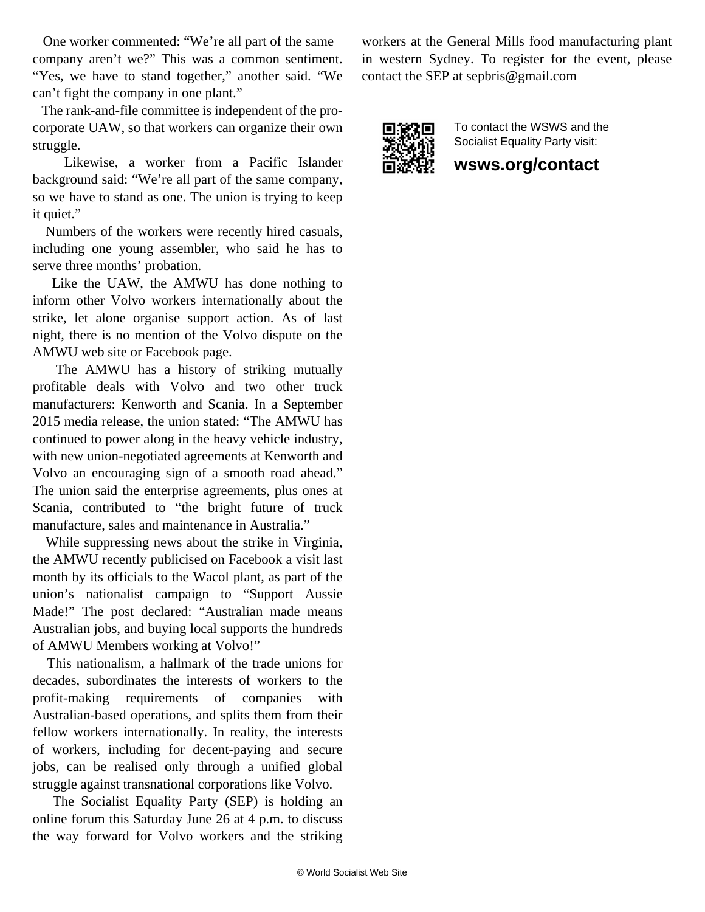One worker commented: "We're all part of the same company aren't we?" This was a common sentiment. "Yes, we have to stand together," another said. "We can't fight the company in one plant."

The rank-and-file committee is independent of the pro-corporate UAW, so that workers can organize their own struggle.

Likewise, a worker from a Pacific Islander background said: "We're all part of the same company, so we have to stand as one. The union is trying to keep it quiet."

Numbers of the workers were recently hired casuals, including one young assembler, who said he has to serve three months' probation.

Like the UAW, the AMWU has done nothing to inform other Volvo workers internationally about the strike, let alone organise support action. As of last night, there is no mention of the Volvo dispute on the AMWU web site or Facebook page.

The AMWU has a history of striking mutually profitable deals with Volvo and two other truck manufacturers: Kenworth and Scania. In a September 2015 media release, the union stated: "The AMWU has continued to power along in the heavy vehicle industry, with new union-negotiated agreements at Kenworth and Volvo an encouraging sign of a smooth road ahead." The union said the enterprise agreements, plus ones at Scania, contributed to "the bright future of truck manufacture, sales and maintenance in Australia."

While suppressing news about the strike in Virginia, the AMWU recently publicised on Facebook a visit last month by its officials to the Wacol plant, as part of the union's nationalist campaign to "Support Aussie Made!" The post declared: "Australian made means Australian jobs, and buying local supports the hundreds of AMWU Members working at Volvo!"

This nationalism, a hallmark of the trade unions for decades, subordinates the interests of workers to the profit-making requirements of companies with Australian-based operations, and splits them from their fellow workers internationally. In reality, the interests of workers, including for decent-paying and secure jobs, can be realised only through a unified global struggle against transnational corporations like Volvo.

The Socialist Equality Party (SEP) is holding an online forum this Saturday June 26 at 4 p.m. to discuss the way forward for Volvo workers and the striking workers at the General Mills food manufacturing plant in western Sydney. To register for the event, please contact the SEP at sepbris@gmail.com

To contact the WSWS and the Socialist Equality Party visit:

**wsws.org/contact**